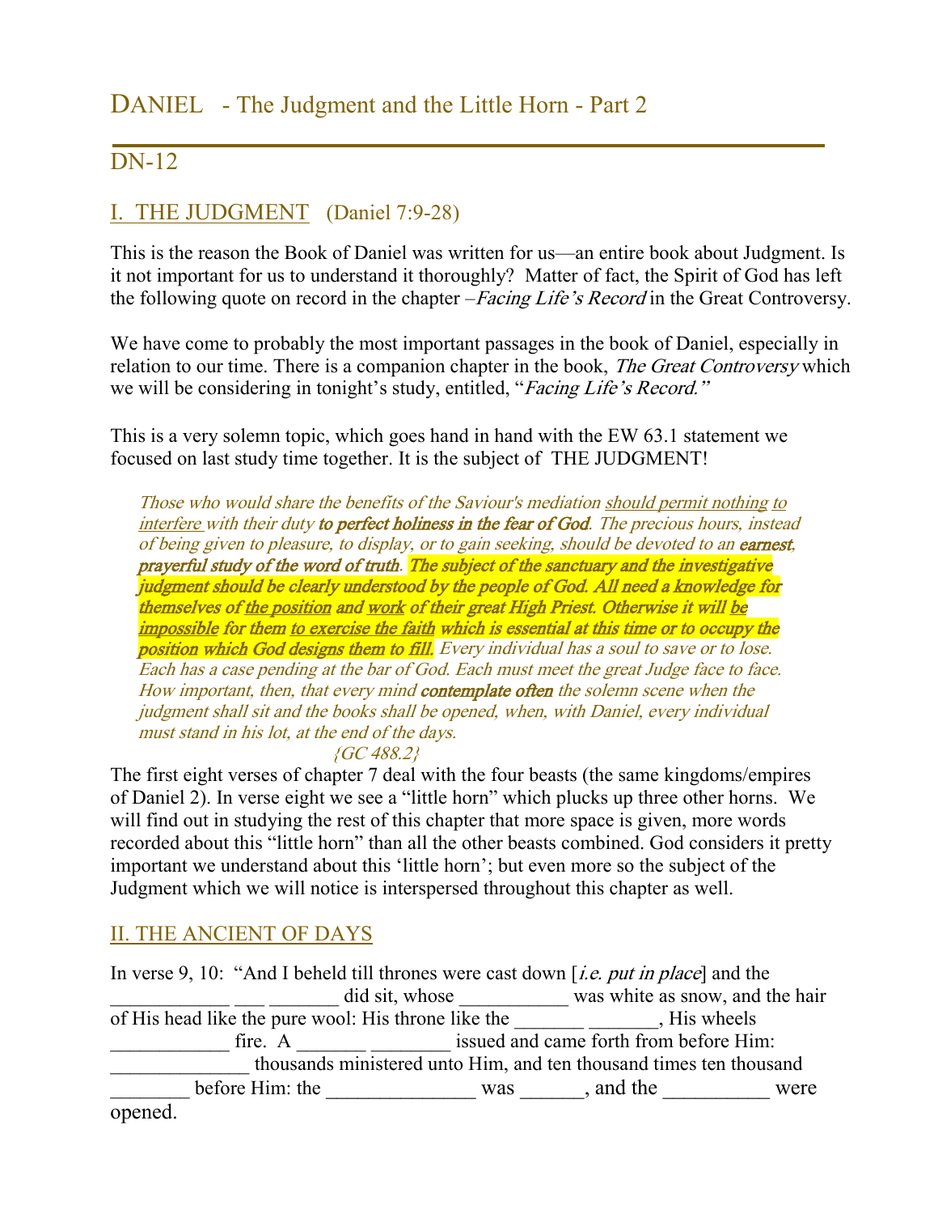# DANIEL - The Judgment and the Little Horn - Part 2

## DN-12

## I. THE JUDGMENT (Daniel 7:9-28)

This is the reason the Book of Daniel was written for us—an entire book about Judgment. Is it not important for us to understand it thoroughly? Matter of fact, the Spirit of God has left the following quote on record in the chapter –*Facing Life's Record* in the Great Controversy.

We have come to probably the most important passages in the book of Daniel, especially in relation to our time. There is a companion chapter in the book, *The Great Controversy* which we will be considering in tonight's study, entitled, "*Facing Life's Record.*"

This is a very solemn topic, which goes hand in hand with the EW 63.1 statement we focused on last study time together. It is the subject of THE JUDGMENT!

> *Those who would share the benefits of the Saviour's mediation should permit nothing to interfere with their duty* ***to perfect holiness in the fear of God****. The precious hours, instead of being given to pleasure, to display, or to gain seeking, should be devoted to an* ***earnest, prayerful study of the word of truth****.* ***The subject of the sanctuary and the investigative judgment should be clearly understood by the people of God. All need a knowledge for themselves of the position and work of their great High Priest. Otherwise it will be impossible for them to exercise the faith which is essential at this time or to occupy the position which God designs them to fill.*** *Every individual has a soul to save or to lose. Each has a case pending at the bar of God. Each must meet the great Judge face to face. How important, then, that every mind* ***contemplate often*** *the solemn scene when the judgment shall sit and the books shall be opened, when, with Daniel, every individual must stand in his lot, at the end of the days.*
>
> *{GC 488.2}*

The first eight verses of chapter 7 deal with the four beasts (the same kingdoms/empires of Daniel 2). In verse eight we see a "little horn" which plucks up three other horns. We will find out in studying the rest of this chapter that more space is given, more words recorded about this "little horn" than all the other beasts combined. God considers it pretty important we understand about this 'little horn'; but even more so the subject of the Judgment which we will notice is interspersed throughout this chapter as well.

## II. THE ANCIENT OF DAYS

In verse 9, 10: "And I beheld till thrones were cast down [*i.e. put in place*] and the ____________ ___ _______ did sit, whose ___________ was white as snow, and the hair of His head like the pure wool: His throne like the _______ _______, His wheels ____________ fire. A _______ ________ issued and came forth from before Him: ______________ thousands ministered unto Him, and ten thousand times ten thousand ________ before Him: the _______________ was ______, and the __________ were opened.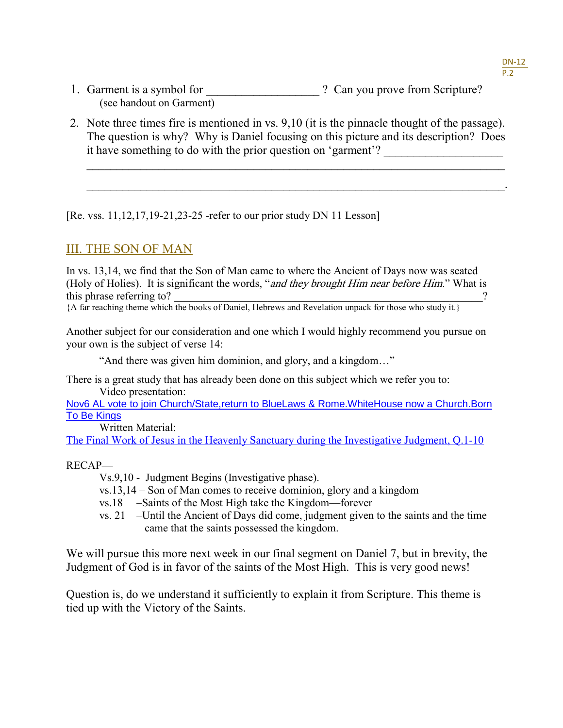1. Garment is a symbol for __________________ ? Can you prove from Scripture? (see handout on Garment)

2. Note three times fire is mentioned in vs. 9,10 (it is the pinnacle thought of the passage). The question is why? Why is Daniel focusing on this picture and its description? Does it have something to do with the prior question on 'garment'? ___________________

   _______________________________________________________________________

   _______________________________________________________________________.

[Re. vss. 11,12,17,19-21,23-25 -refer to our prior study DN 11 Lesson]

## III. THE SON OF MAN

In vs. 13,14, we find that the Son of Man came to where the Ancient of Days now was seated (Holy of Holies). It is significant the words, "*and they brought Him near before Him.*" What is this phrase referring to? ________________________________________________?

{A far reaching theme which the books of Daniel, Hebrews and Revelation unpack for those who study it.}

Another subject for our consideration and one which I would highly recommend you pursue on your own is the subject of verse 14:

> "And there was given him dominion, and glory, and a kingdom…"

There is a great study that has already been done on this subject which we refer you to:

Video presentation:

Nov6 AL vote to join Church/State,return to BlueLaws & Rome.WhiteHouse now a Church.Born To Be Kings

Written Material:

The Final Work of Jesus in the Heavenly Sanctuary during the Investigative Judgment, Q.1-10

RECAP—

- Vs.9,10 - Judgment Begins (Investigative phase).
- vs.13,14 – Son of Man comes to receive dominion, glory and a kingdom
- vs.18 –Saints of the Most High take the Kingdom—forever
- vs. 21 –Until the Ancient of Days did come, judgment given to the saints and the time came that the saints possessed the kingdom.

We will pursue this more next week in our final segment on Daniel 7, but in brevity, the Judgment of God is in favor of the saints of the Most High. This is very good news!

Question is, do we understand it sufficiently to explain it from Scripture. This theme is tied up with the Victory of the Saints.